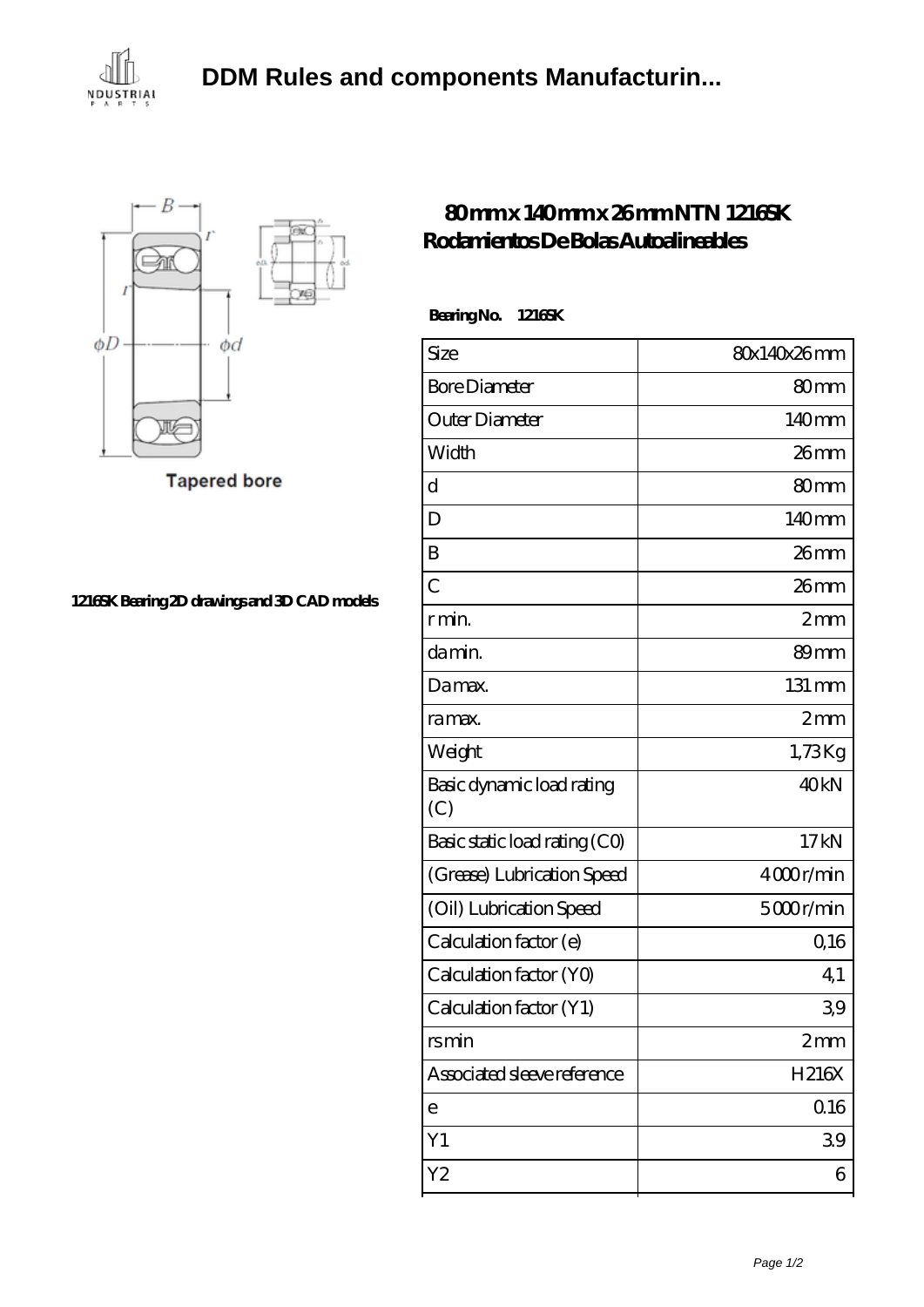# DDM Rules and components Manufacturin...

Tapered bore

1216SK Bearing 2D drawings and 3D CAD models

## 80 mm x 140 mm x 26 mm NTN 1216SK Rodamientos De Bolas Autoalineables

**Bearing No. 1216SK**

| | |
|---|---|
| Size | 80x140x26 mm |
| Bore Diameter | 80 mm |
| Outer Diameter | 140 mm |
| Width | 26 mm |
| d | 80 mm |
| D | 140 mm |
| B | 26 mm |
| C | 26 mm |
| r min. | 2 mm |
| da min. | 89 mm |
| Da max. | 131 mm |
| ra max. | 2 mm |
| Weight | 1,73 Kg |
| Basic dynamic load rating (C) | 40 kN |
| Basic static load rating (C0) | 17 kN |
| (Grease) Lubrication Speed | 4 000 r/min |
| (Oil) Lubrication Speed | 5 000 r/min |
| Calculation factor (e) | 0,16 |
| Calculation factor (Y0) | 4,1 |
| Calculation factor (Y1) | 3,9 |
| rs min | 2 mm |
| Associated sleeve reference | H216X |
| e | 0.16 |
| Y1 | 3.9 |
| Y2 | 6 |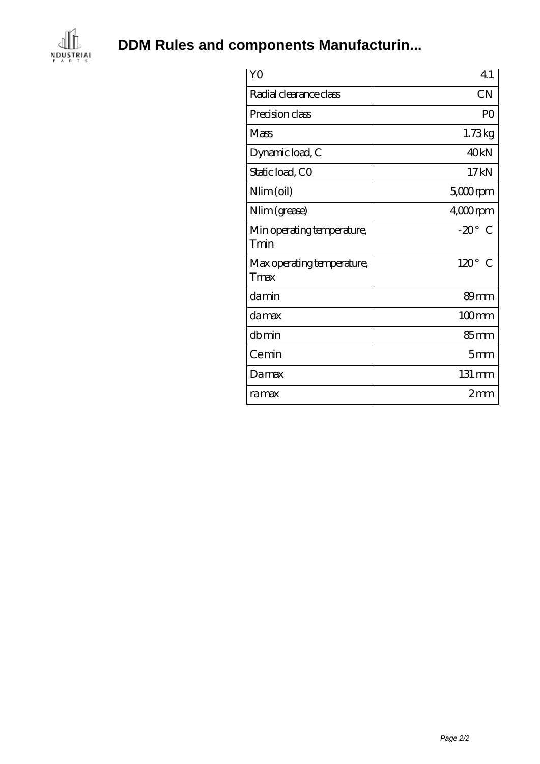| | |
|---|---|
| Y0 | 4.1 |
| Radial clearance class | CN |
| Precision class | P0 |
| Mass | 1.73 kg |
| Dynamic load, C | 40 kN |
| Static load, C0 | 17 kN |
| Nlim (oil) | 5,000 rpm |
| Nlim (grease) | 4,000 rpm |
| Min operating temperature, Tmin | -20 ° C |
| Max operating temperature, Tmax | 120 ° C |
| da min | 89 mm |
| da max | 100 mm |
| db min | 85 mm |
| Ce min | 5 mm |
| Da max | 131 mm |
| ra max | 2 mm |